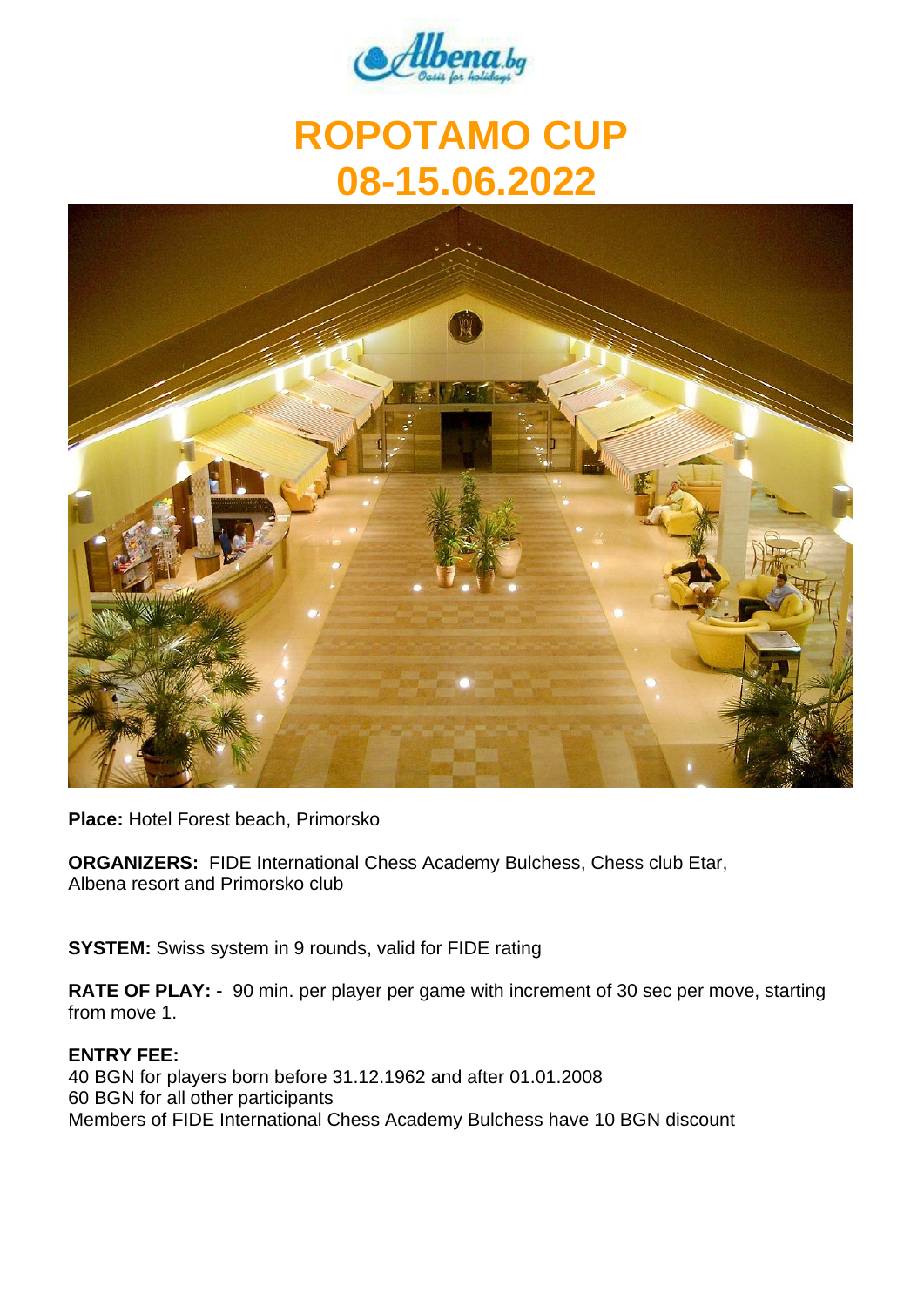# ROPOTAMO CUP
# 08-15.06.2022

**Place:** Hotel Forest beach, Primorsko

**ORGANIZERS:** FIDE International Chess Academy Bulchess, Chess club Etar, Albena resort and Primorsko club

**SYSTEM:** Swiss system in 9 rounds, valid for FIDE rating

**RATE OF PLAY: -** 90 min. per player per game with increment of 30 sec per move, starting from move 1.

**ENTRY FEE:**
40 BGN for players born before 31.12.1962 and after 01.01.2008
60 BGN for all other participants
Members of FIDE International Chess Academy Bulchess have 10 BGN discount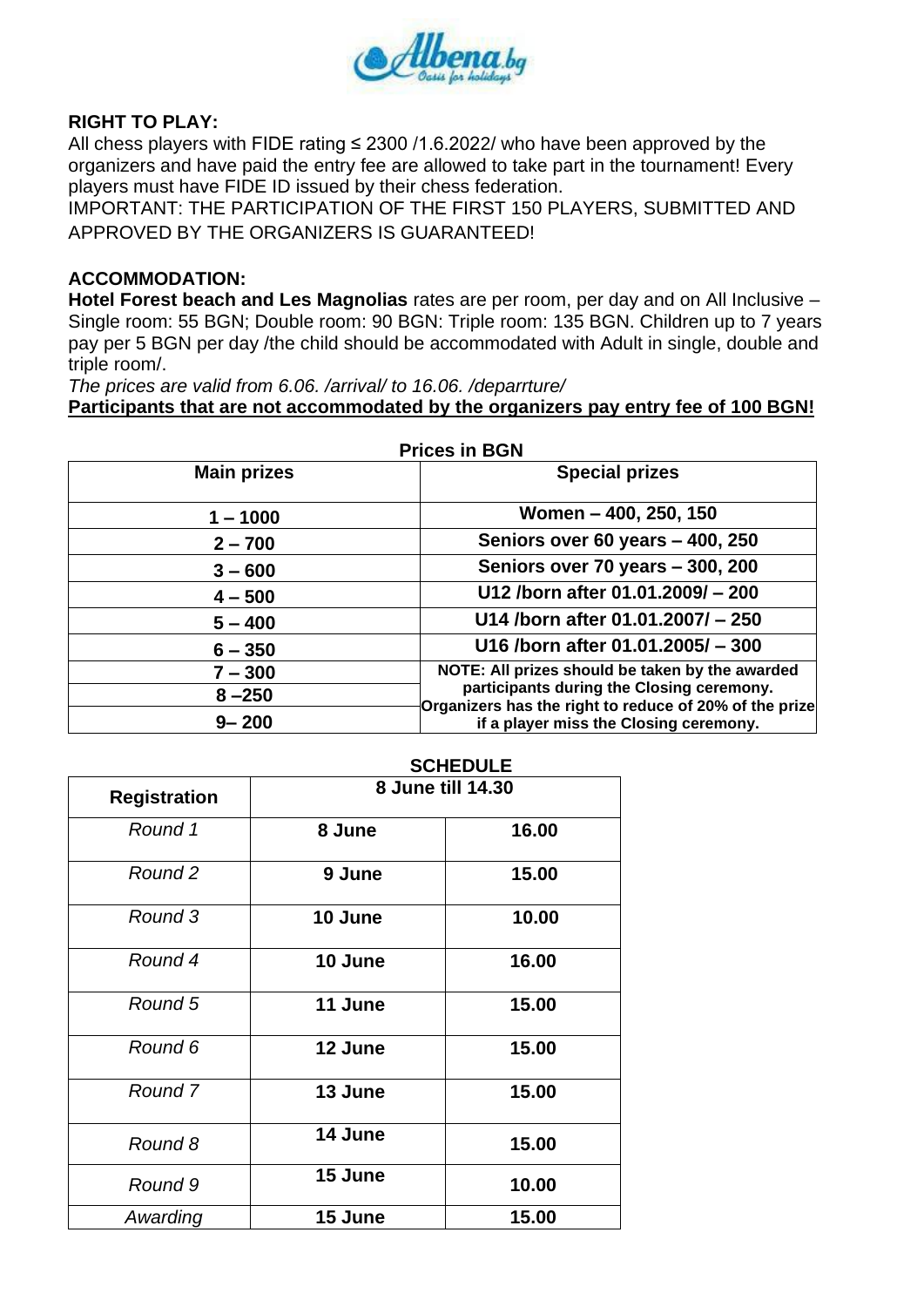**RIGHT TO PLAY:**
All chess players with FIDE rating ≤ 2300 /1.6.2022/ who have been approved by the organizers and have paid the entry fee are allowed to take part in the tournament! Every players must have FIDE ID issued by their chess federation.
IMPORTANT: THE PARTICIPATION OF THE FIRST 150 PLAYERS, SUBMITTED AND APPROVED BY THE ORGANIZERS IS GUARANTEED!

**ACCOMMODATION:**
**Hotel Forest beach and Les Magnolias** rates are per room, per day and on All Inclusive – Single room: 55 BGN; Double room: 90 BGN: Triple room: 135 BGN. Children up to 7 years pay per 5 BGN per day /the child should be accommodated with Adult in single, double and triple room/.
*The prices are valid from 6.06. /arrival/ to 16.06. /deparrture/*
**Participants that are not accommodated by the organizers pay entry fee of 100 BGN!**

**Prices in BGN**

| Main prizes | Special prizes |
|---|---|
| 1 – 1000 | Women – 400, 250, 150 |
| 2 – 700 | Seniors over 60 years – 400, 250 |
| 3 – 600 | Seniors over 70 years – 300, 200 |
| 4 – 500 | U12 /born after 01.01.2009/ – 200 |
| 5 – 400 | U14 /born after 01.01.2007/ – 250 |
| 6 – 350 | U16 /born after 01.01.2005/ – 300 |
| 7 – 300 | NOTE: All prizes should be taken by the awarded participants during the Closing ceremony. Organizers has the right to reduce of 20% of the prize if a player miss the Closing ceremony. |
| 8 –250 | |
| 9– 200 | |

**SCHEDULE**

| Registration | 8 June till 14.30 | |
|---|---|---|
| *Round 1* | 8 June | 16.00 |
| *Round 2* | 9 June | 15.00 |
| *Round 3* | 10 June | 10.00 |
| *Round 4* | 10 June | 16.00 |
| *Round 5* | 11 June | 15.00 |
| *Round 6* | 12 June | 15.00 |
| *Round 7* | 13 June | 15.00 |
| *Round 8* | 14 June | 15.00 |
| *Round 9* | 15 June | 10.00 |
| *Awarding* | 15 June | 15.00 |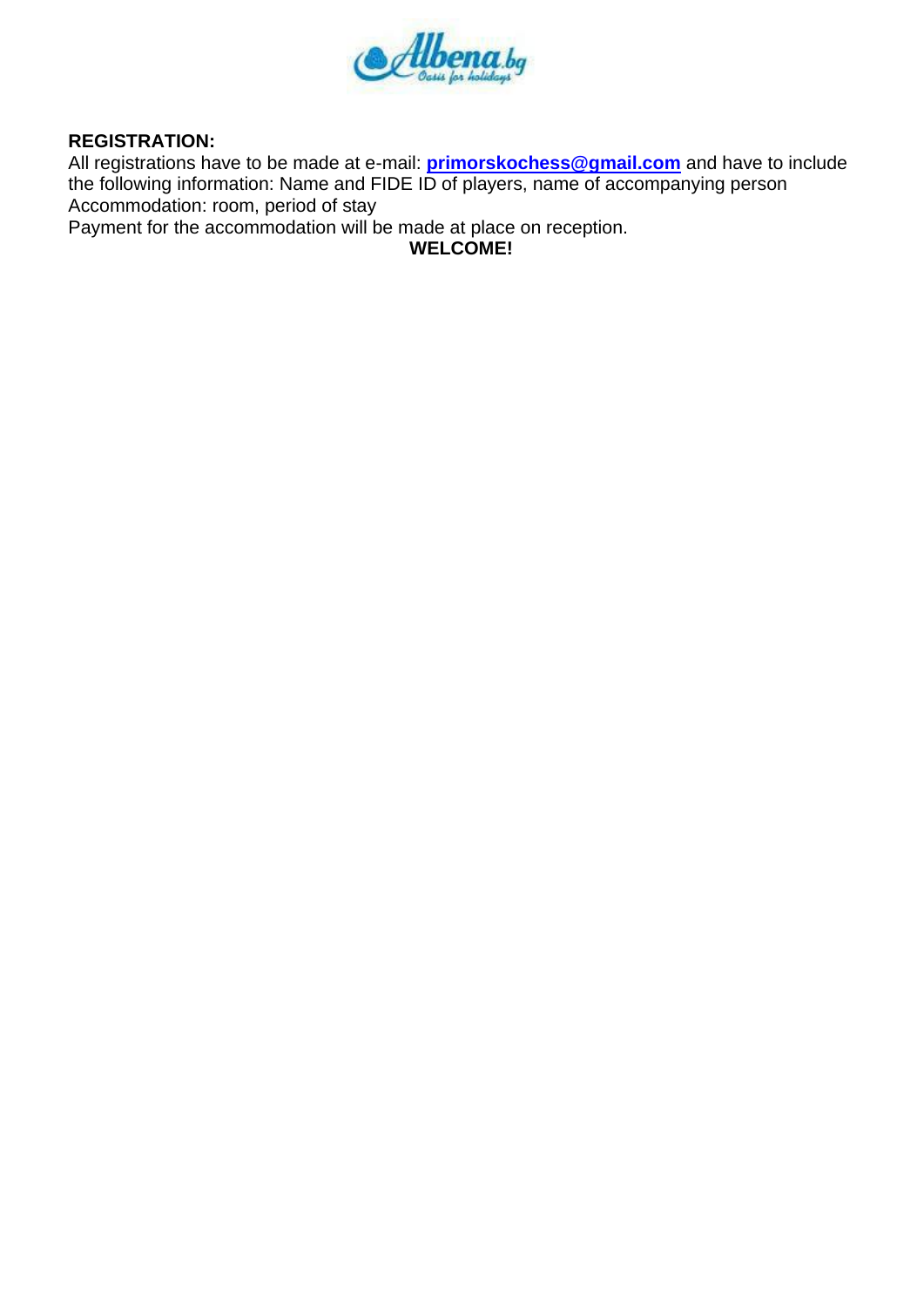**REGISTRATION:**

All registrations have to be made at e-mail: **primorskochess@gmail.com** and have to include the following information: Name and FIDE ID of players, name of accompanying person

Accommodation: room, period of stay

Payment for the accommodation will be made at place on reception.

**WELCOME!**